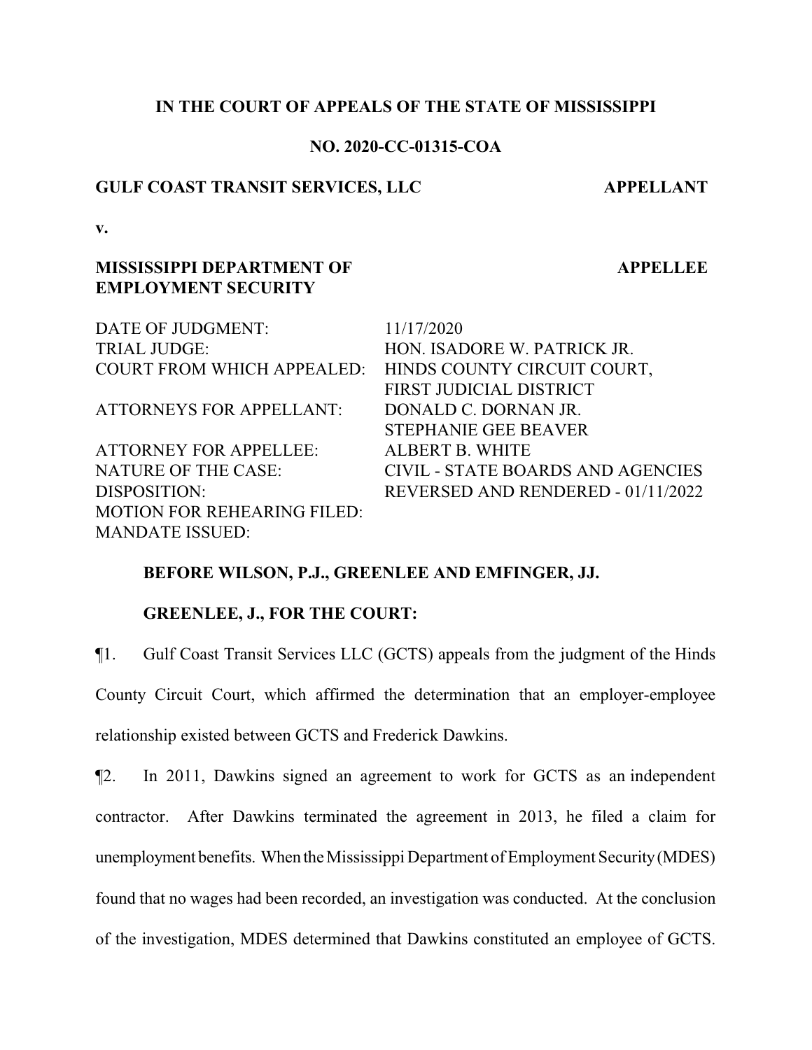**IN THE COURT OF APPEALS OF THE STATE OF MISSISSIPPI**

**NO. 2020-CC-01315-COA**

**GULF COAST TRANSIT SERVICES, LLC** **APPELLANT**

**v.**

**MISSISSIPPI DEPARTMENT OF EMPLOYMENT SECURITY** **APPELLEE**

| | |
|---|---|
| DATE OF JUDGMENT: | 11/17/2020 |
| TRIAL JUDGE: | HON. ISADORE W. PATRICK JR. |
| COURT FROM WHICH APPEALED: | HINDS COUNTY CIRCUIT COURT, FIRST JUDICIAL DISTRICT |
| ATTORNEYS FOR APPELLANT: | DONALD C. DORNAN JR. STEPHANIE GEE BEAVER |
| ATTORNEY FOR APPELLEE: | ALBERT B. WHITE |
| NATURE OF THE CASE: | CIVIL - STATE BOARDS AND AGENCIES |
| DISPOSITION: | REVERSED AND RENDERED - 01/11/2022 |
| MOTION FOR REHEARING FILED: | |
| MANDATE ISSUED: | |

**BEFORE WILSON, P.J., GREENLEE AND EMFINGER, JJ.**

**GREENLEE, J., FOR THE COURT:**

¶1. Gulf Coast Transit Services LLC (GCTS) appeals from the judgment of the Hinds County Circuit Court, which affirmed the determination that an employer-employee relationship existed between GCTS and Frederick Dawkins.

¶2. In 2011, Dawkins signed an agreement to work for GCTS as an independent contractor. After Dawkins terminated the agreement in 2013, he filed a claim for unemployment benefits. When the Mississippi Department of Employment Security (MDES) found that no wages had been recorded, an investigation was conducted. At the conclusion of the investigation, MDES determined that Dawkins constituted an employee of GCTS.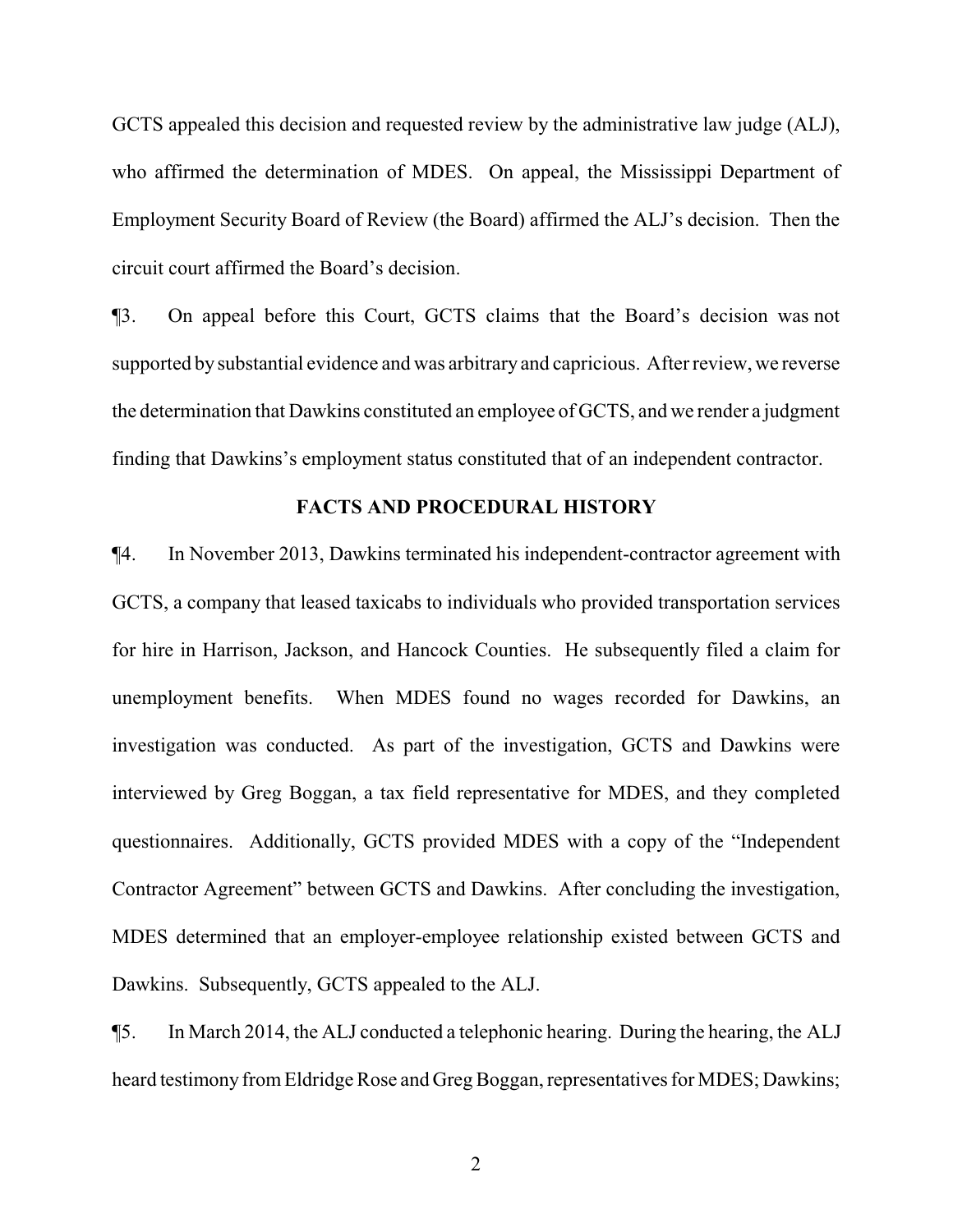GCTS appealed this decision and requested review by the administrative law judge (ALJ), who affirmed the determination of MDES. On appeal, the Mississippi Department of Employment Security Board of Review (the Board) affirmed the ALJ's decision. Then the circuit court affirmed the Board's decision.

¶3. On appeal before this Court, GCTS claims that the Board's decision was not supported by substantial evidence and was arbitrary and capricious. After review, we reverse the determination that Dawkins constituted an employee of GCTS, and we render a judgment finding that Dawkins's employment status constituted that of an independent contractor.

## FACTS AND PROCEDURAL HISTORY

¶4. In November 2013, Dawkins terminated his independent-contractor agreement with GCTS, a company that leased taxicabs to individuals who provided transportation services for hire in Harrison, Jackson, and Hancock Counties. He subsequently filed a claim for unemployment benefits. When MDES found no wages recorded for Dawkins, an investigation was conducted. As part of the investigation, GCTS and Dawkins were interviewed by Greg Boggan, a tax field representative for MDES, and they completed questionnaires. Additionally, GCTS provided MDES with a copy of the "Independent Contractor Agreement" between GCTS and Dawkins. After concluding the investigation, MDES determined that an employer-employee relationship existed between GCTS and Dawkins. Subsequently, GCTS appealed to the ALJ.

¶5. In March 2014, the ALJ conducted a telephonic hearing. During the hearing, the ALJ heard testimony from Eldridge Rose and Greg Boggan, representatives for MDES; Dawkins;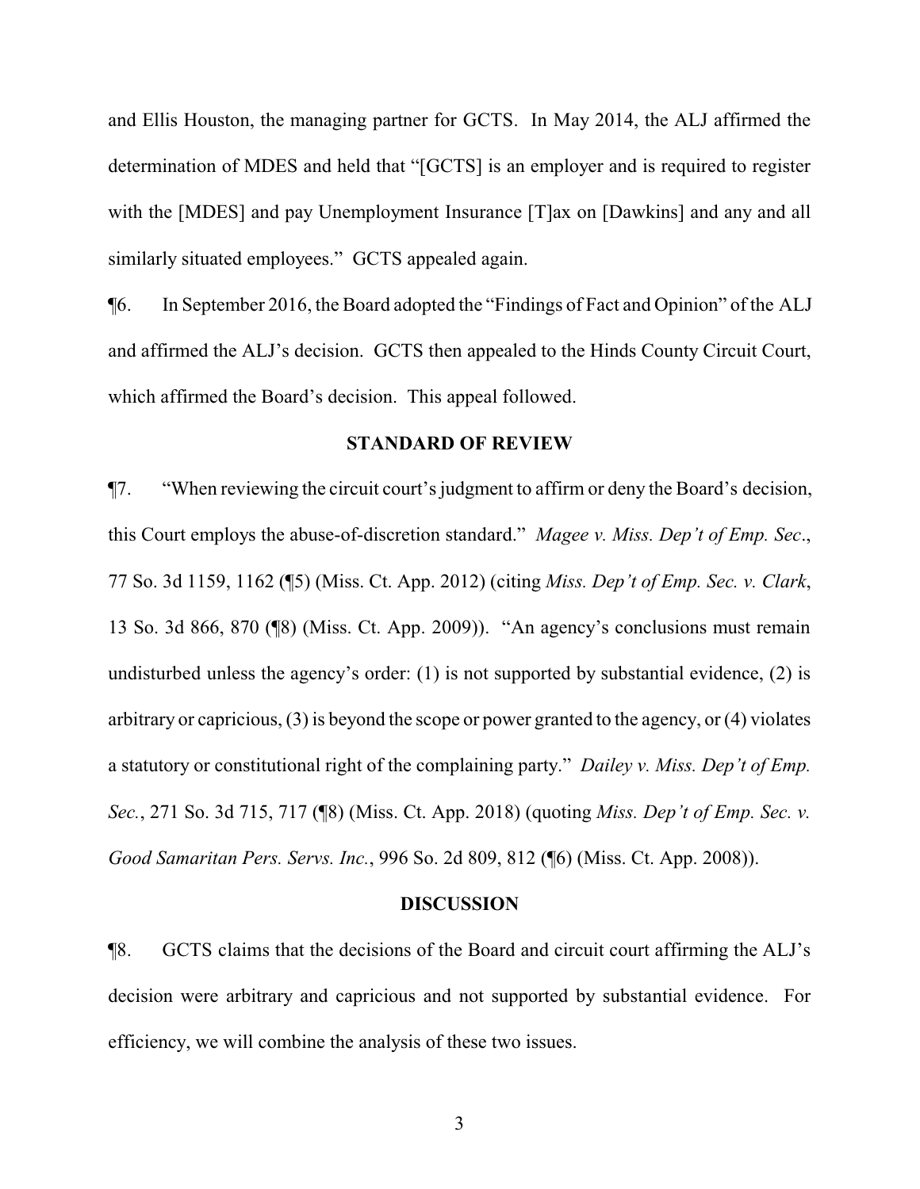and Ellis Houston, the managing partner for GCTS. In May 2014, the ALJ affirmed the determination of MDES and held that "[GCTS] is an employer and is required to register with the [MDES] and pay Unemployment Insurance [T]ax on [Dawkins] and any and all similarly situated employees." GCTS appealed again.

¶6. In September 2016, the Board adopted the "Findings of Fact and Opinion" of the ALJ and affirmed the ALJ's decision. GCTS then appealed to the Hinds County Circuit Court, which affirmed the Board's decision. This appeal followed.

## STANDARD OF REVIEW

¶7. "When reviewing the circuit court's judgment to affirm or deny the Board's decision, this Court employs the abuse-of-discretion standard." *Magee v. Miss. Dep't of Emp. Sec*., 77 So. 3d 1159, 1162 (¶5) (Miss. Ct. App. 2012) (citing *Miss. Dep't of Emp. Sec. v. Clark*, 13 So. 3d 866, 870 (¶8) (Miss. Ct. App. 2009)). "An agency's conclusions must remain undisturbed unless the agency's order: (1) is not supported by substantial evidence, (2) is arbitrary or capricious, (3) is beyond the scope or power granted to the agency, or (4) violates a statutory or constitutional right of the complaining party." *Dailey v. Miss. Dep't of Emp. Sec.*, 271 So. 3d 715, 717 (¶8) (Miss. Ct. App. 2018) (quoting *Miss. Dep't of Emp. Sec. v. Good Samaritan Pers. Servs. Inc.*, 996 So. 2d 809, 812 (¶6) (Miss. Ct. App. 2008)).

## DISCUSSION

¶8. GCTS claims that the decisions of the Board and circuit court affirming the ALJ's decision were arbitrary and capricious and not supported by substantial evidence. For efficiency, we will combine the analysis of these two issues.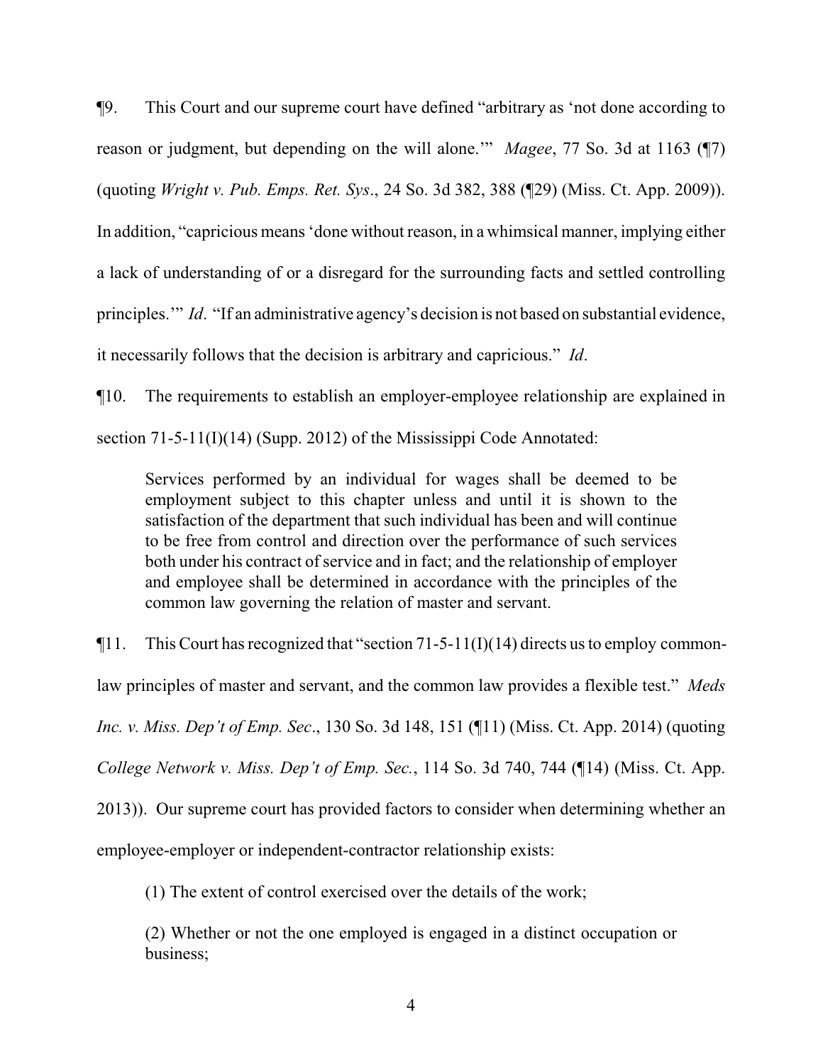¶9. This Court and our supreme court have defined "arbitrary as 'not done according to reason or judgment, but depending on the will alone.'" *Magee*, 77 So. 3d at 1163 (¶7) (quoting *Wright v. Pub. Emps. Ret. Sys*., 24 So. 3d 382, 388 (¶29) (Miss. Ct. App. 2009)). In addition, "capricious means 'done without reason, in a whimsical manner, implying either a lack of understanding of or a disregard for the surrounding facts and settled controlling principles.'" *Id*. "If an administrative agency's decision is not based on substantial evidence, it necessarily follows that the decision is arbitrary and capricious." *Id*.

¶10. The requirements to establish an employer-employee relationship are explained in section 71-5-11(I)(14) (Supp. 2012) of the Mississippi Code Annotated:

> Services performed by an individual for wages shall be deemed to be employment subject to this chapter unless and until it is shown to the satisfaction of the department that such individual has been and will continue to be free from control and direction over the performance of such services both under his contract of service and in fact; and the relationship of employer and employee shall be determined in accordance with the principles of the common law governing the relation of master and servant.

¶11. This Court has recognized that "section 71-5-11(I)(14) directs us to employ common-law principles of master and servant, and the common law provides a flexible test." *Meds Inc. v. Miss. Dep't of Emp. Sec*., 130 So. 3d 148, 151 (¶11) (Miss. Ct. App. 2014) (quoting *College Network v. Miss. Dep't of Emp. Sec.*, 114 So. 3d 740, 744 (¶14) (Miss. Ct. App. 2013)). Our supreme court has provided factors to consider when determining whether an employee-employer or independent-contractor relationship exists:

> (1) The extent of control exercised over the details of the work;
>
> (2) Whether or not the one employed is engaged in a distinct occupation or business;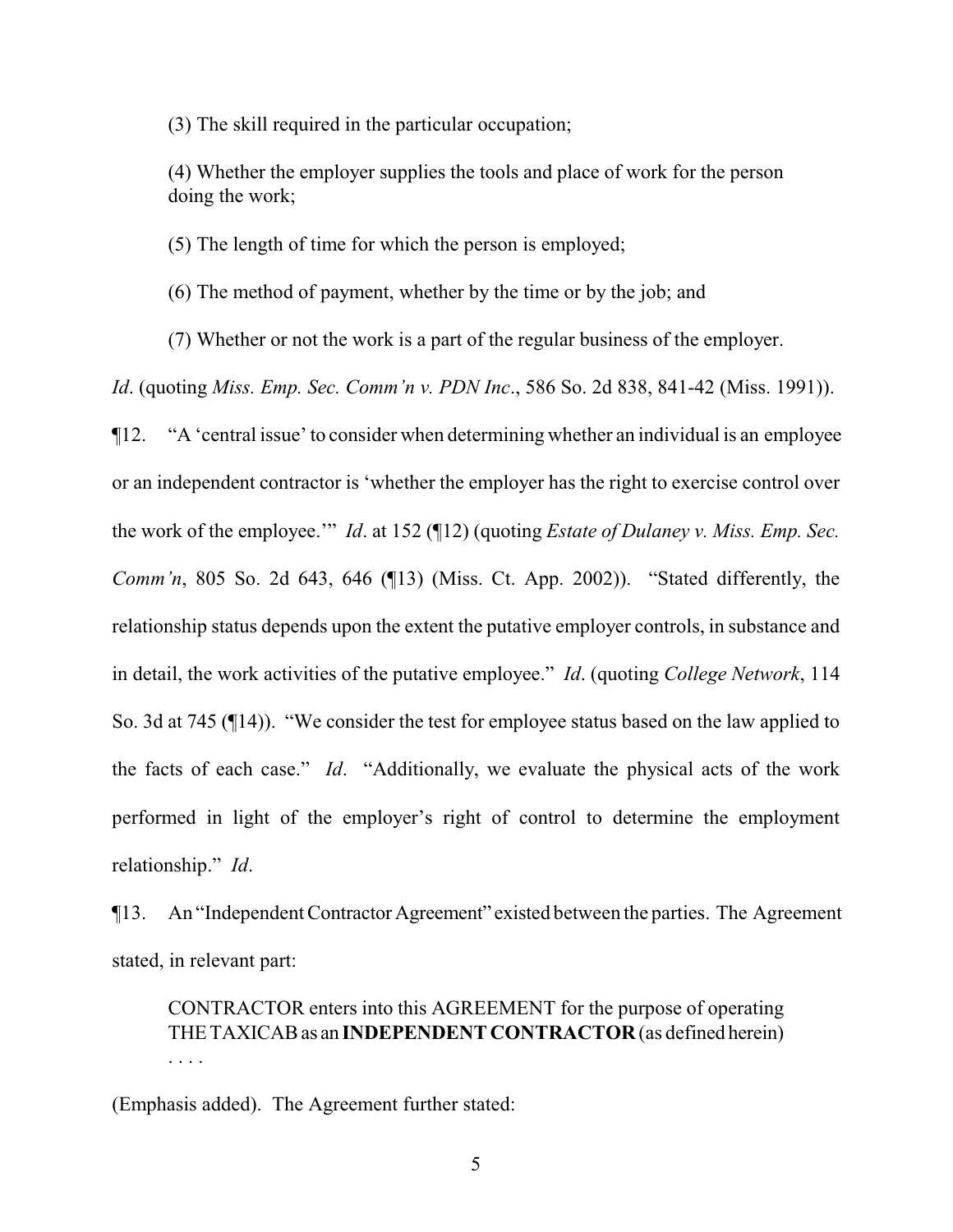(3) The skill required in the particular occupation;

(4) Whether the employer supplies the tools and place of work for the person doing the work;

(5) The length of time for which the person is employed;

(6) The method of payment, whether by the time or by the job; and

(7) Whether or not the work is a part of the regular business of the employer.

*Id*. (quoting *Miss. Emp. Sec. Comm'n v. PDN Inc*., 586 So. 2d 838, 841-42 (Miss. 1991)).

¶12. "A 'central issue' to consider when determining whether an individual is an employee or an independent contractor is 'whether the employer has the right to exercise control over the work of the employee.'" *Id*. at 152 (¶12) (quoting *Estate of Dulaney v. Miss. Emp. Sec. Comm'n*, 805 So. 2d 643, 646 (¶13) (Miss. Ct. App. 2002)). "Stated differently, the relationship status depends upon the extent the putative employer controls, in substance and in detail, the work activities of the putative employee." *Id*. (quoting *College Network*, 114 So. 3d at 745 (¶14)). "We consider the test for employee status based on the law applied to the facts of each case." *Id*. "Additionally, we evaluate the physical acts of the work performed in light of the employer's right of control to determine the employment relationship." *Id*.

¶13. An "Independent Contractor Agreement" existed between the parties. The Agreement stated, in relevant part:

> CONTRACTOR enters into this AGREEMENT for the purpose of operating THE TAXICAB as an **INDEPENDENT CONTRACTOR** (as defined herein) . . . .

(Emphasis added). The Agreement further stated: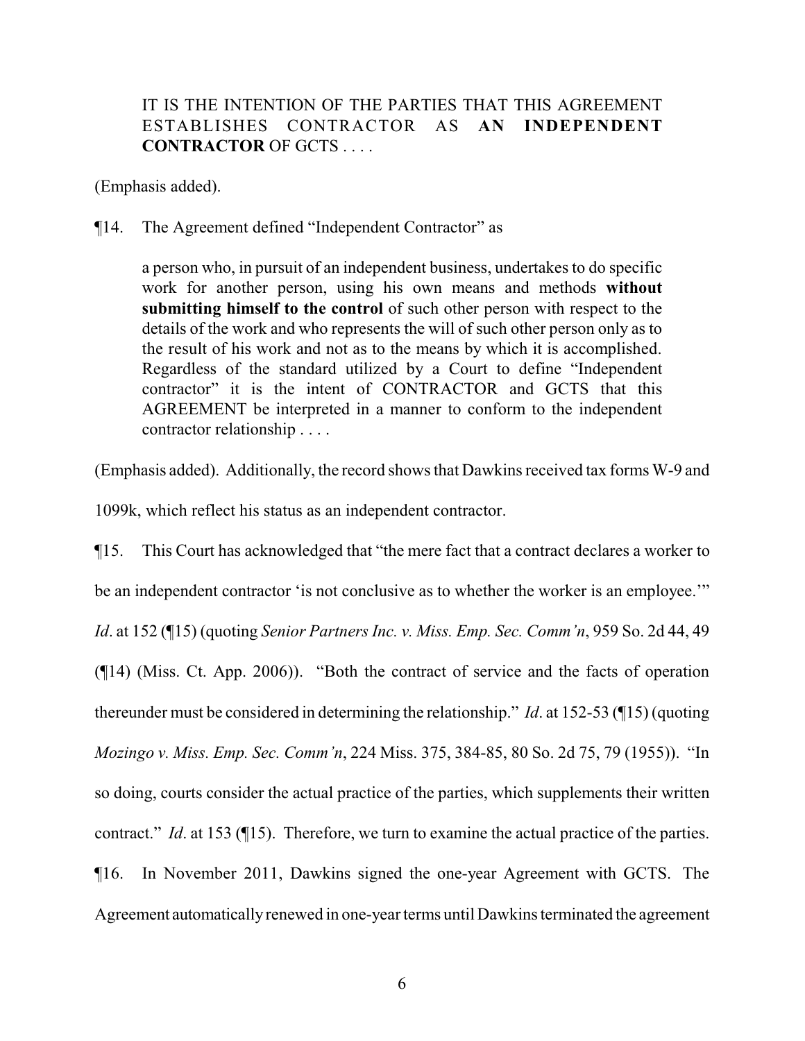> IT IS THE INTENTION OF THE PARTIES THAT THIS AGREEMENT ESTABLISHES CONTRACTOR AS **AN INDEPENDENT CONTRACTOR** OF GCTS . . . .

(Emphasis added).

¶14. The Agreement defined "Independent Contractor" as

> a person who, in pursuit of an independent business, undertakes to do specific work for another person, using his own means and methods **without submitting himself to the control** of such other person with respect to the details of the work and who represents the will of such other person only as to the result of his work and not as to the means by which it is accomplished. Regardless of the standard utilized by a Court to define "Independent contractor" it is the intent of CONTRACTOR and GCTS that this AGREEMENT be interpreted in a manner to conform to the independent contractor relationship . . . .

(Emphasis added). Additionally, the record shows that Dawkins received tax forms W-9 and 1099k, which reflect his status as an independent contractor.

¶15. This Court has acknowledged that "the mere fact that a contract declares a worker to be an independent contractor 'is not conclusive as to whether the worker is an employee.'" *Id*. at 152 (¶15) (quoting *Senior Partners Inc. v. Miss. Emp. Sec. Comm'n*, 959 So. 2d 44, 49 (¶14) (Miss. Ct. App. 2006)). "Both the contract of service and the facts of operation thereunder must be considered in determining the relationship." *Id*. at 152-53 (¶15) (quoting *Mozingo v. Miss. Emp. Sec. Comm'n*, 224 Miss. 375, 384-85, 80 So. 2d 75, 79 (1955)). "In so doing, courts consider the actual practice of the parties, which supplements their written contract." *Id*. at 153 (¶15). Therefore, we turn to examine the actual practice of the parties.

¶16. In November 2011, Dawkins signed the one-year Agreement with GCTS. The Agreement automatically renewed in one-year terms until Dawkins terminated the agreement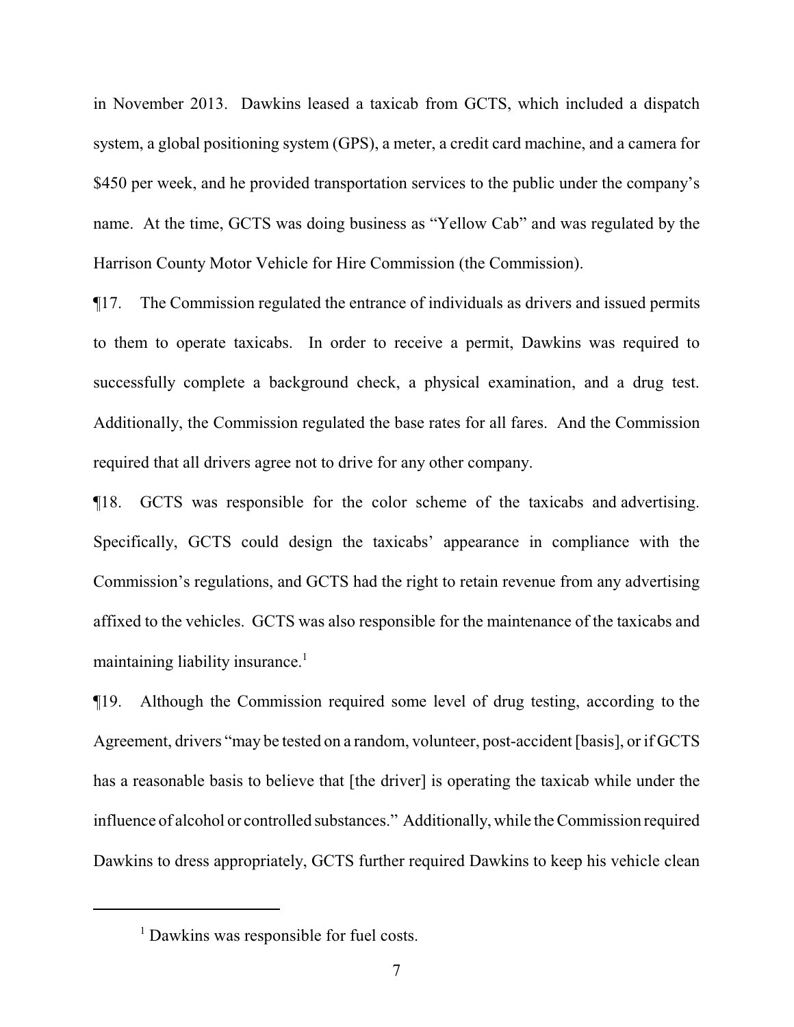in November 2013. Dawkins leased a taxicab from GCTS, which included a dispatch system, a global positioning system (GPS), a meter, a credit card machine, and a camera for $450 per week, and he provided transportation services to the public under the company's name. At the time, GCTS was doing business as "Yellow Cab" and was regulated by the Harrison County Motor Vehicle for Hire Commission (the Commission).

¶17. The Commission regulated the entrance of individuals as drivers and issued permits to them to operate taxicabs. In order to receive a permit, Dawkins was required to successfully complete a background check, a physical examination, and a drug test. Additionally, the Commission regulated the base rates for all fares. And the Commission required that all drivers agree not to drive for any other company.

¶18. GCTS was responsible for the color scheme of the taxicabs and advertising. Specifically, GCTS could design the taxicabs' appearance in compliance with the Commission's regulations, and GCTS had the right to retain revenue from any advertising affixed to the vehicles. GCTS was also responsible for the maintenance of the taxicabs and maintaining liability insurance.[1]

¶19. Although the Commission required some level of drug testing, according to the Agreement, drivers "may be tested on a random, volunteer, post-accident [basis], or if GCTS has a reasonable basis to believe that [the driver] is operating the taxicab while under the influence of alcohol or controlled substances." Additionally, while the Commission required Dawkins to dress appropriately, GCTS further required Dawkins to keep his vehicle clean

---

[1] Dawkins was responsible for fuel costs.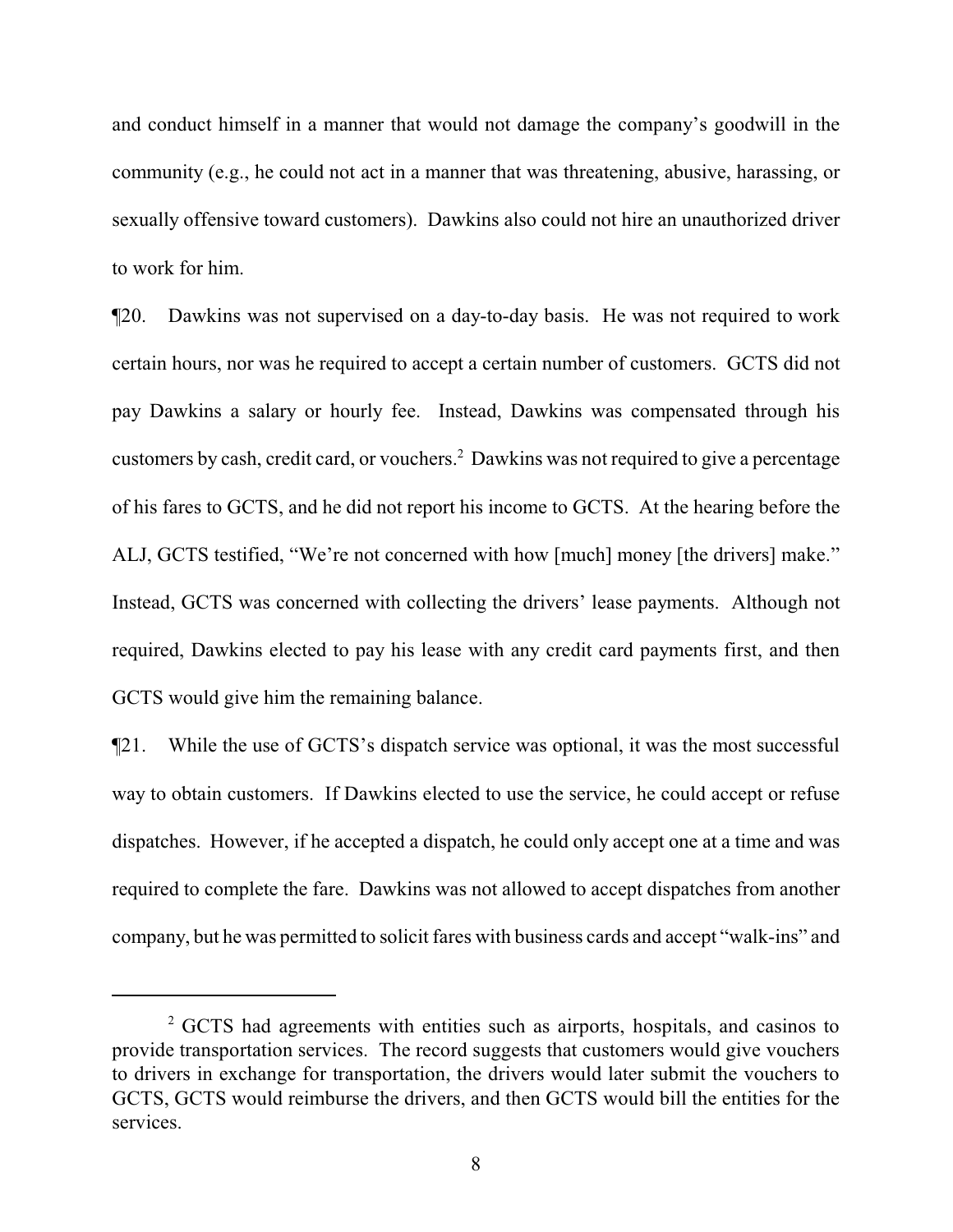and conduct himself in a manner that would not damage the company's goodwill in the community (e.g., he could not act in a manner that was threatening, abusive, harassing, or sexually offensive toward customers). Dawkins also could not hire an unauthorized driver to work for him.

¶20. Dawkins was not supervised on a day-to-day basis. He was not required to work certain hours, nor was he required to accept a certain number of customers. GCTS did not pay Dawkins a salary or hourly fee. Instead, Dawkins was compensated through his customers by cash, credit card, or vouchers.[2] Dawkins was not required to give a percentage of his fares to GCTS, and he did not report his income to GCTS. At the hearing before the ALJ, GCTS testified, "We're not concerned with how [much] money [the drivers] make." Instead, GCTS was concerned with collecting the drivers' lease payments. Although not required, Dawkins elected to pay his lease with any credit card payments first, and then GCTS would give him the remaining balance.

¶21. While the use of GCTS's dispatch service was optional, it was the most successful way to obtain customers. If Dawkins elected to use the service, he could accept or refuse dispatches. However, if he accepted a dispatch, he could only accept one at a time and was required to complete the fare. Dawkins was not allowed to accept dispatches from another company, but he was permitted to solicit fares with business cards and accept "walk-ins" and

---

[2] GCTS had agreements with entities such as airports, hospitals, and casinos to provide transportation services. The record suggests that customers would give vouchers to drivers in exchange for transportation, the drivers would later submit the vouchers to GCTS, GCTS would reimburse the drivers, and then GCTS would bill the entities for the services.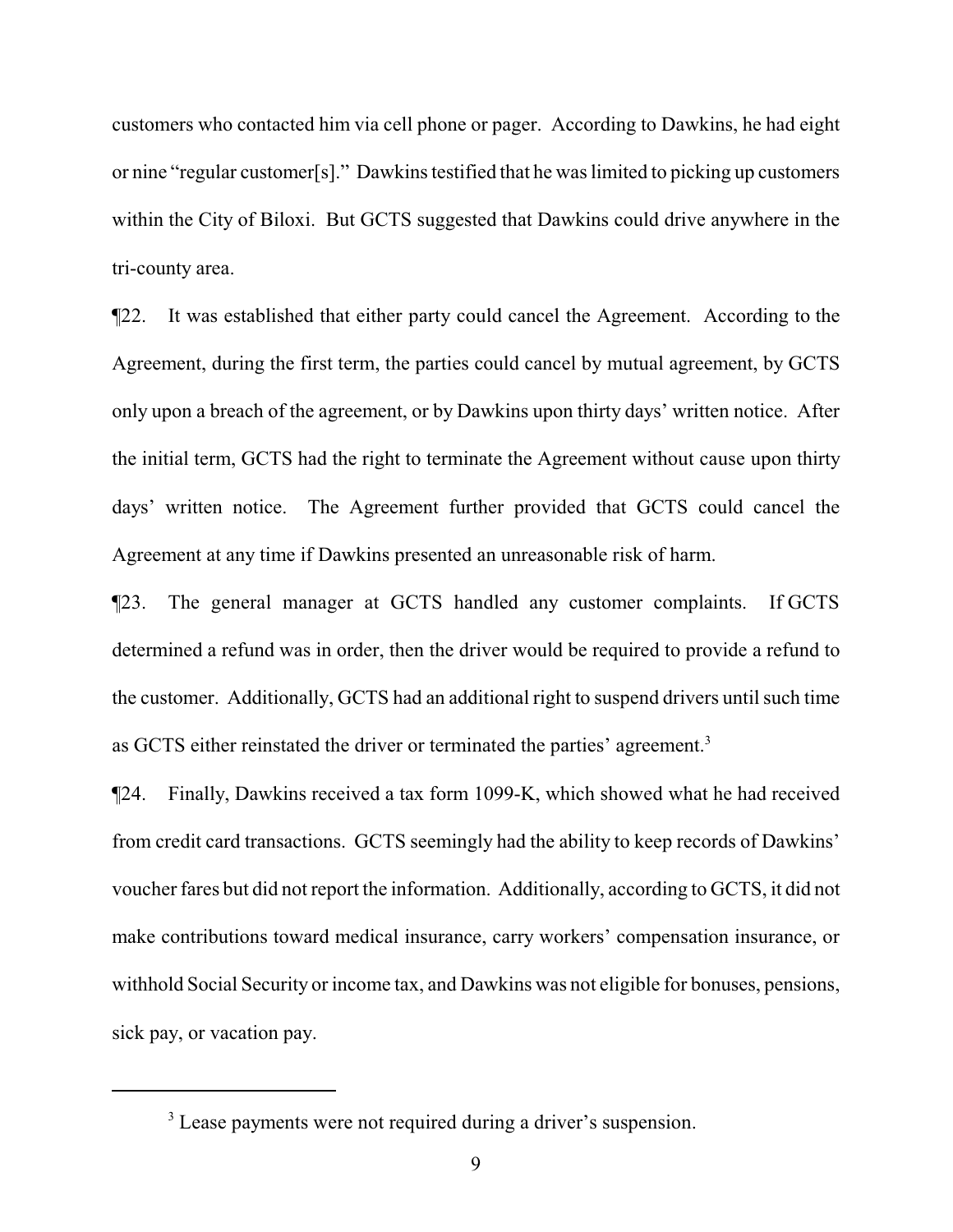customers who contacted him via cell phone or pager. According to Dawkins, he had eight or nine "regular customer[s]." Dawkins testified that he was limited to picking up customers within the City of Biloxi. But GCTS suggested that Dawkins could drive anywhere in the tri-county area.

¶22. It was established that either party could cancel the Agreement. According to the Agreement, during the first term, the parties could cancel by mutual agreement, by GCTS only upon a breach of the agreement, or by Dawkins upon thirty days' written notice. After the initial term, GCTS had the right to terminate the Agreement without cause upon thirty days' written notice. The Agreement further provided that GCTS could cancel the Agreement at any time if Dawkins presented an unreasonable risk of harm.

¶23. The general manager at GCTS handled any customer complaints. If GCTS determined a refund was in order, then the driver would be required to provide a refund to the customer. Additionally, GCTS had an additional right to suspend drivers until such time as GCTS either reinstated the driver or terminated the parties' agreement.[3]

¶24. Finally, Dawkins received a tax form 1099-K, which showed what he had received from credit card transactions. GCTS seemingly had the ability to keep records of Dawkins' voucher fares but did not report the information. Additionally, according to GCTS, it did not make contributions toward medical insurance, carry workers' compensation insurance, or withhold Social Security or income tax, and Dawkins was not eligible for bonuses, pensions, sick pay, or vacation pay.

---

[3] Lease payments were not required during a driver's suspension.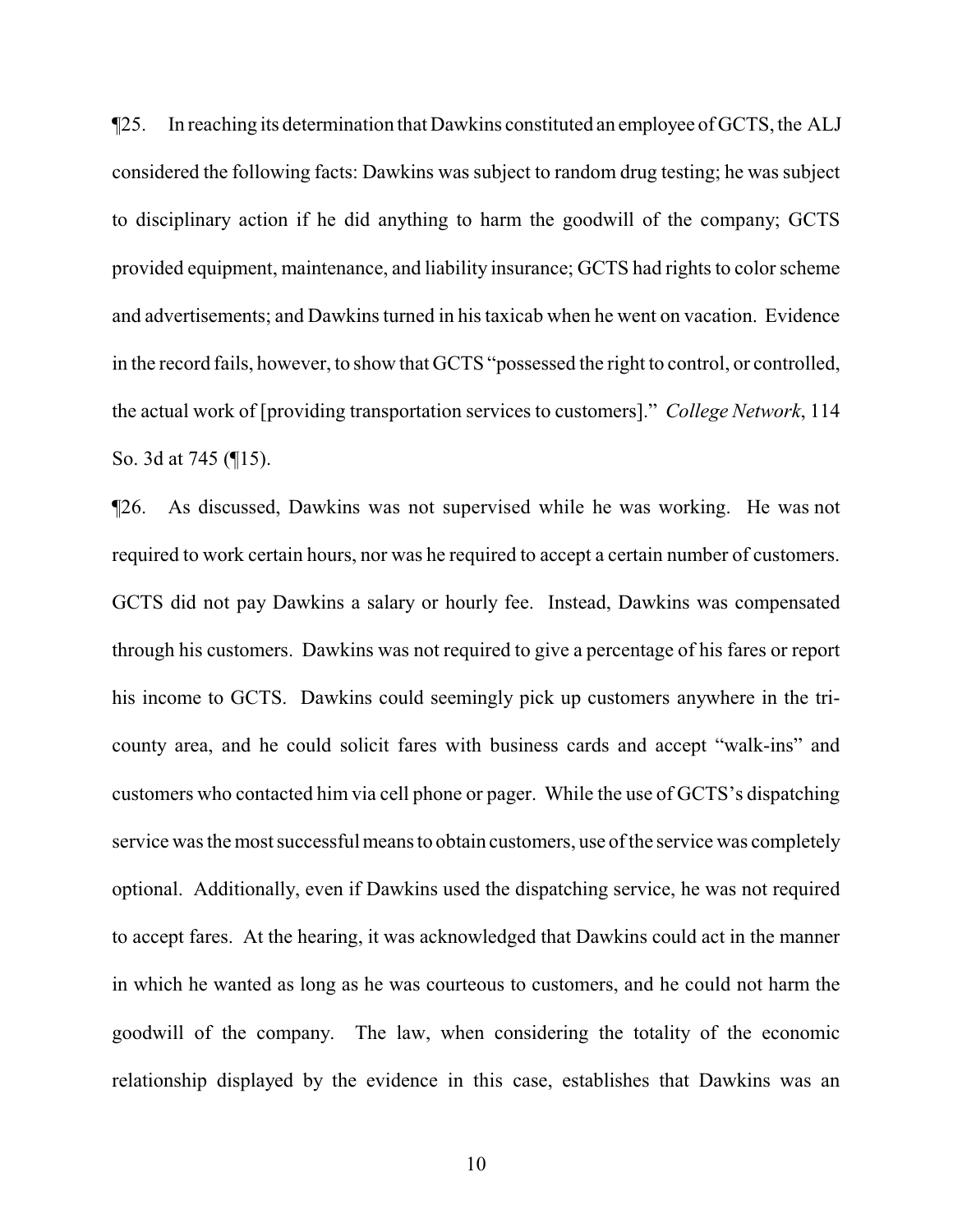¶25. In reaching its determination that Dawkins constituted an employee of GCTS, the ALJ considered the following facts: Dawkins was subject to random drug testing; he was subject to disciplinary action if he did anything to harm the goodwill of the company; GCTS provided equipment, maintenance, and liability insurance; GCTS had rights to color scheme and advertisements; and Dawkins turned in his taxicab when he went on vacation. Evidence in the record fails, however, to show that GCTS "possessed the right to control, or controlled, the actual work of [providing transportation services to customers]." *College Network*, 114 So. 3d at 745 (¶15).

¶26. As discussed, Dawkins was not supervised while he was working. He was not required to work certain hours, nor was he required to accept a certain number of customers. GCTS did not pay Dawkins a salary or hourly fee. Instead, Dawkins was compensated through his customers. Dawkins was not required to give a percentage of his fares or report his income to GCTS. Dawkins could seemingly pick up customers anywhere in the tri-county area, and he could solicit fares with business cards and accept "walk-ins" and customers who contacted him via cell phone or pager. While the use of GCTS's dispatching service was the most successful means to obtain customers, use of the service was completely optional. Additionally, even if Dawkins used the dispatching service, he was not required to accept fares. At the hearing, it was acknowledged that Dawkins could act in the manner in which he wanted as long as he was courteous to customers, and he could not harm the goodwill of the company. The law, when considering the totality of the economic relationship displayed by the evidence in this case, establishes that Dawkins was an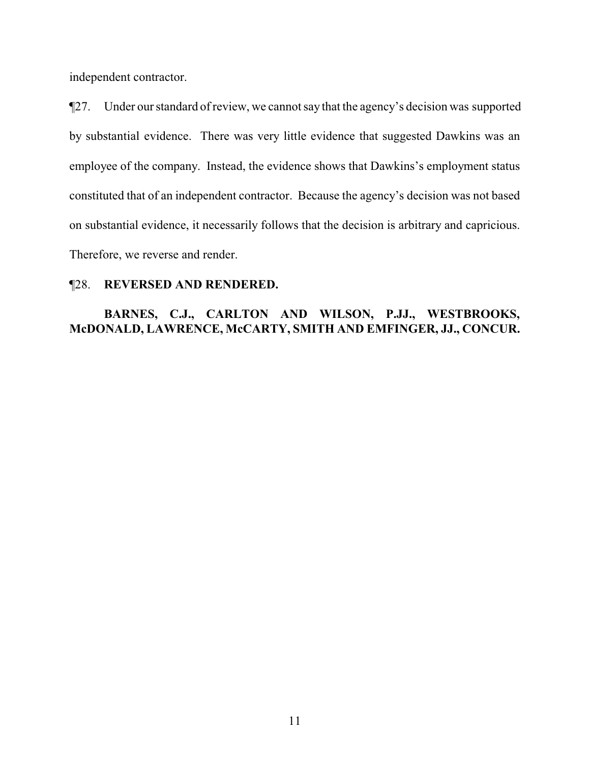independent contractor.

¶27. Under our standard of review, we cannot say that the agency's decision was supported by substantial evidence. There was very little evidence that suggested Dawkins was an employee of the company. Instead, the evidence shows that Dawkins's employment status constituted that of an independent contractor. Because the agency's decision was not based on substantial evidence, it necessarily follows that the decision is arbitrary and capricious. Therefore, we reverse and render.

¶28. **REVERSED AND RENDERED.**

**BARNES, C.J., CARLTON AND WILSON, P.JJ., WESTBROOKS, McDONALD, LAWRENCE, McCARTY, SMITH AND EMFINGER, JJ., CONCUR.**